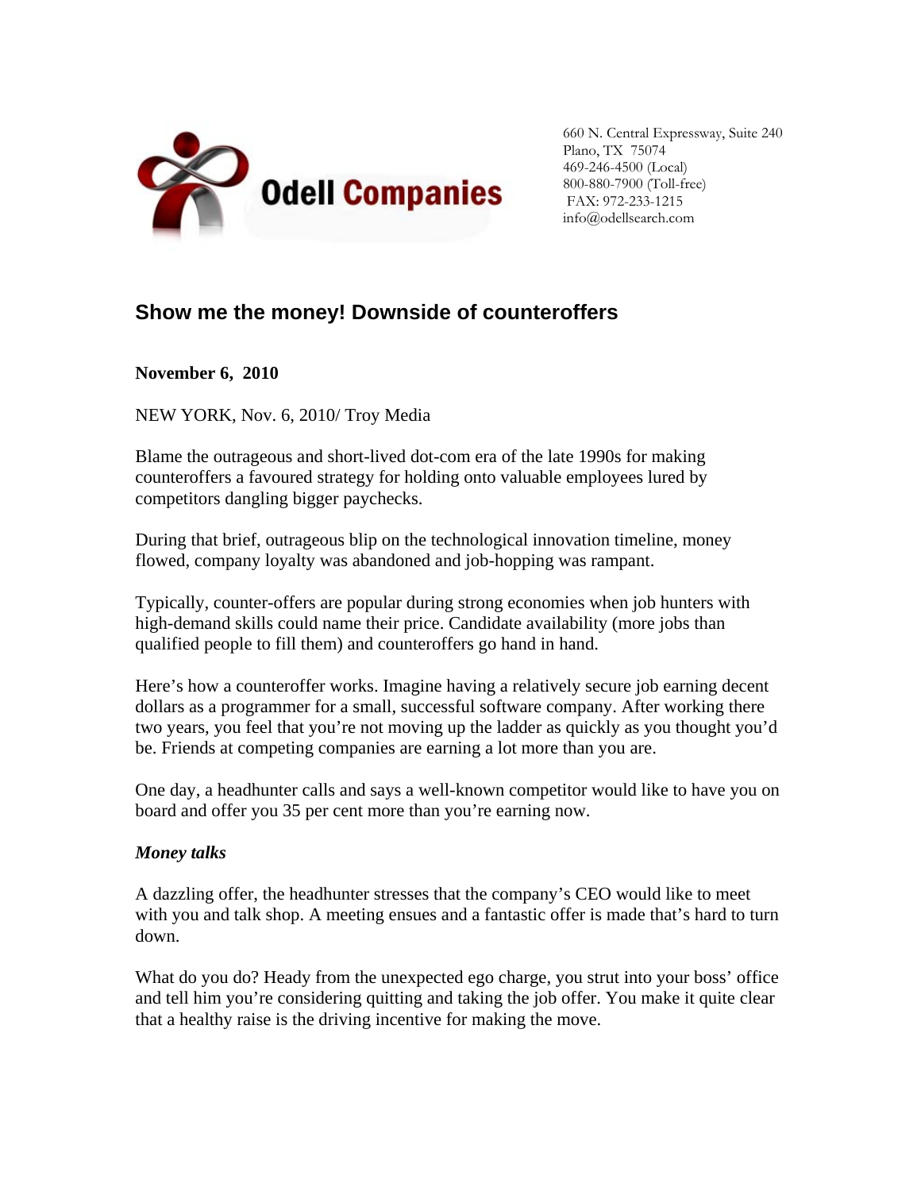Odell Companies

660 N. Central Expressway, Suite 240
Plano, TX 75074
469-246-4500 (Local)
800-880-7900 (Toll-free)
FAX: 972-233-1215
info@odellsearch.com

## Show me the money! Downside of counteroffers

**November 6, 2010**

NEW YORK, Nov. 6, 2010/ Troy Media

Blame the outrageous and short-lived dot-com era of the late 1990s for making counteroffers a favoured strategy for holding onto valuable employees lured by competitors dangling bigger paychecks.

During that brief, outrageous blip on the technological innovation timeline, money flowed, company loyalty was abandoned and job-hopping was rampant.

Typically, counter-offers are popular during strong economies when job hunters with high-demand skills could name their price. Candidate availability (more jobs than qualified people to fill them) and counteroffers go hand in hand.

Here's how a counteroffer works. Imagine having a relatively secure job earning decent dollars as a programmer for a small, successful software company. After working there two years, you feel that you're not moving up the ladder as quickly as you thought you'd be. Friends at competing companies are earning a lot more than you are.

One day, a headhunter calls and says a well-known competitor would like to have you on board and offer you 35 per cent more than you're earning now.

***Money talks***

A dazzling offer, the headhunter stresses that the company's CEO would like to meet with you and talk shop. A meeting ensues and a fantastic offer is made that's hard to turn down.

What do you do? Heady from the unexpected ego charge, you strut into your boss' office and tell him you're considering quitting and taking the job offer. You make it quite clear that a healthy raise is the driving incentive for making the move.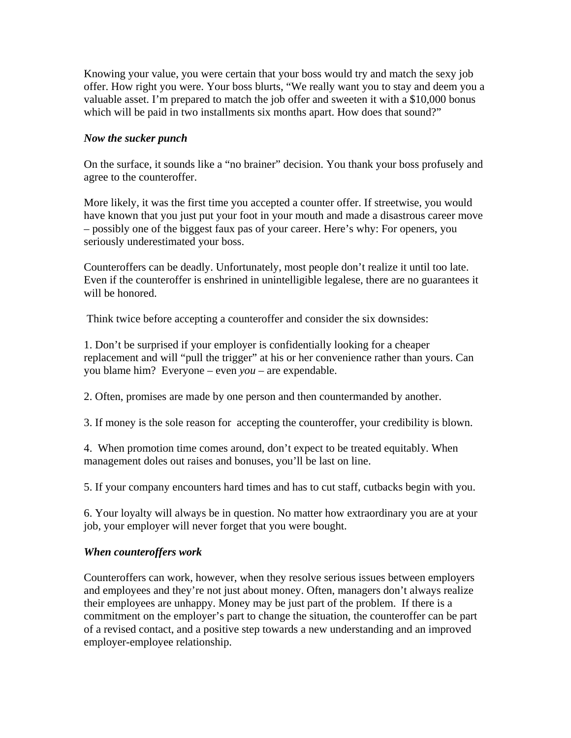Knowing your value, you were certain that your boss would try and match the sexy job offer. How right you were. Your boss blurts, "We really want you to stay and deem you a valuable asset. I'm prepared to match the job offer and sweeten it with a $10,000 bonus which will be paid in two installments six months apart. How does that sound?"

***Now the sucker punch***

On the surface, it sounds like a "no brainer" decision. You thank your boss profusely and agree to the counteroffer.

More likely, it was the first time you accepted a counter offer. If streetwise, you would have known that you just put your foot in your mouth and made a disastrous career move – possibly one of the biggest faux pas of your career. Here's why: For openers, you seriously underestimated your boss.

Counteroffers can be deadly. Unfortunately, most people don't realize it until too late. Even if the counteroffer is enshrined in unintelligible legalese, there are no guarantees it will be honored.

Think twice before accepting a counteroffer and consider the six downsides:

1. Don't be surprised if your employer is confidentially looking for a cheaper replacement and will "pull the trigger" at his or her convenience rather than yours. Can you blame him? Everyone – even *you* – are expendable.

2. Often, promises are made by one person and then countermanded by another.

3. If money is the sole reason for accepting the counteroffer, your credibility is blown.

4. When promotion time comes around, don't expect to be treated equitably. When management doles out raises and bonuses, you'll be last on line.

5. If your company encounters hard times and has to cut staff, cutbacks begin with you.

6. Your loyalty will always be in question. No matter how extraordinary you are at your job, your employer will never forget that you were bought.

***When counteroffers work***

Counteroffers can work, however, when they resolve serious issues between employers and employees and they're not just about money. Often, managers don't always realize their employees are unhappy. Money may be just part of the problem. If there is a commitment on the employer's part to change the situation, the counteroffer can be part of a revised contact, and a positive step towards a new understanding and an improved employer-employee relationship.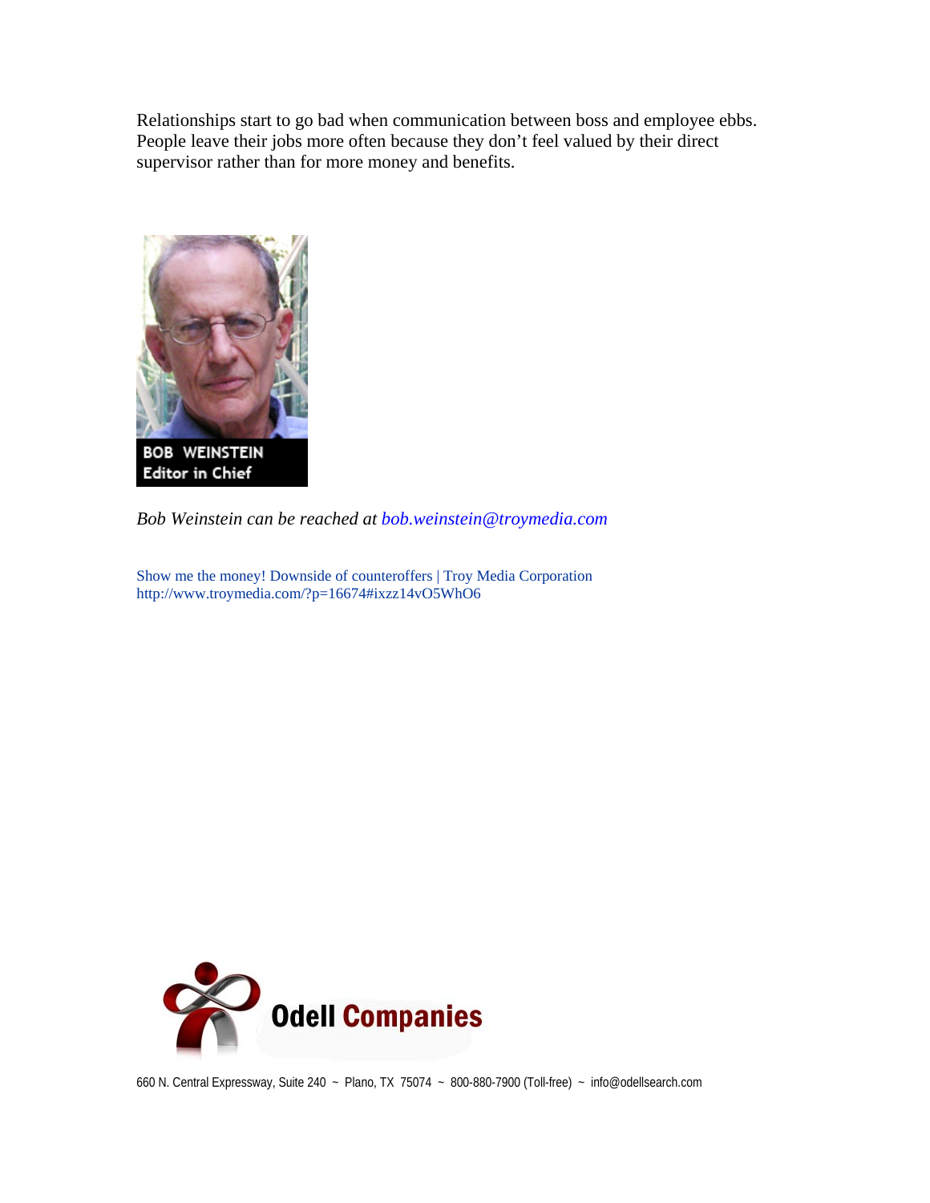Relationships start to go bad when communication between boss and employee ebbs. People leave their jobs more often because they don't feel valued by their direct supervisor rather than for more money and benefits.

BOB WEINSTEIN
Editor in Chief

*Bob Weinstein can be reached at bob.weinstein@troymedia.com*

Show me the money! Downside of counteroffers | Troy Media Corporation
http://www.troymedia.com/?p=16674#ixzz14vO5WhO6

Odell Companies

660 N. Central Expressway, Suite 240 ~ Plano, TX 75074 ~ 800-880-7900 (Toll-free) ~ info@odellsearch.com